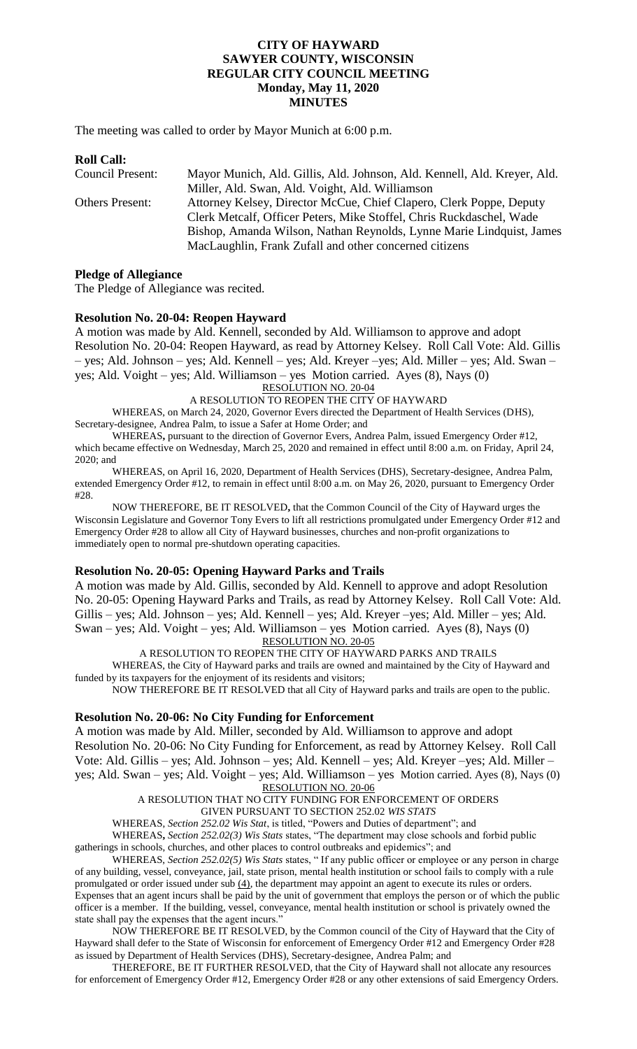# CITY OF HAYWARD
## SAWYER COUNTY, WISCONSIN
## REGULAR CITY COUNCIL MEETING
## Monday, May 11, 2020
## MINUTES

The meeting was called to order by Mayor Munich at 6:00 p.m.

**Roll Call:**

| | |
|---|---|
| Council Present: | Mayor Munich, Ald. Gillis, Ald. Johnson, Ald. Kennell, Ald. Kreyer, Ald. Miller, Ald. Swan, Ald. Voight, Ald. Williamson |
| Others Present: | Attorney Kelsey, Director McCue, Chief Clapero, Clerk Poppe, Deputy Clerk Metcalf, Officer Peters, Mike Stoffel, Chris Ruckdaschel, Wade Bishop, Amanda Wilson, Nathan Reynolds, Lynne Marie Lindquist, James MacLaughlin, Frank Zufall and other concerned citizens |

**Pledge of Allegiance**

The Pledge of Allegiance was recited.

**Resolution No. 20-04: Reopen Hayward**

A motion was made by Ald. Kennell, seconded by Ald. Williamson to approve and adopt Resolution No. 20-04: Reopen Hayward, as read by Attorney Kelsey. Roll Call Vote: Ald. Gillis – yes; Ald. Johnson – yes; Ald. Kennell – yes; Ald. Kreyer –yes; Ald. Miller – yes; Ald. Swan – yes; Ald. Voight – yes; Ald. Williamson – yes Motion carried. Ayes (8), Nays (0)

RESOLUTION NO. 20-04

A RESOLUTION TO REOPEN THE CITY OF HAYWARD

WHEREAS, on March 24, 2020, Governor Evers directed the Department of Health Services (DHS), Secretary-designee, Andrea Palm, to issue a Safer at Home Order; and

WHEREAS**,** pursuant to the direction of Governor Evers, Andrea Palm, issued Emergency Order #12, which became effective on Wednesday, March 25, 2020 and remained in effect until 8:00 a.m. on Friday, April 24, 2020; and

WHEREAS, on April 16, 2020, Department of Health Services (DHS), Secretary-designee, Andrea Palm, extended Emergency Order #12, to remain in effect until 8:00 a.m. on May 26, 2020, pursuant to Emergency Order #28.

NOW THEREFORE, BE IT RESOLVED**,** that the Common Council of the City of Hayward urges the Wisconsin Legislature and Governor Tony Evers to lift all restrictions promulgated under Emergency Order #12 and Emergency Order #28 to allow all City of Hayward businesses, churches and non-profit organizations to immediately open to normal pre-shutdown operating capacities.

**Resolution No. 20-05: Opening Hayward Parks and Trails**

A motion was made by Ald. Gillis, seconded by Ald. Kennell to approve and adopt Resolution No. 20-05: Opening Hayward Parks and Trails, as read by Attorney Kelsey. Roll Call Vote: Ald. Gillis – yes; Ald. Johnson – yes; Ald. Kennell – yes; Ald. Kreyer –yes; Ald. Miller – yes; Ald. Swan – yes; Ald. Voight – yes; Ald. Williamson – yes Motion carried. Ayes (8), Nays (0)

RESOLUTION NO. 20-05

A RESOLUTION TO REOPEN THE CITY OF HAYWARD PARKS AND TRAILS

WHEREAS, the City of Hayward parks and trails are owned and maintained by the City of Hayward and funded by its taxpayers for the enjoyment of its residents and visitors;

NOW THEREFORE BE IT RESOLVED that all City of Hayward parks and trails are open to the public.

**Resolution No. 20-06: No City Funding for Enforcement**

A motion was made by Ald. Miller, seconded by Ald. Williamson to approve and adopt Resolution No. 20-06: No City Funding for Enforcement, as read by Attorney Kelsey. Roll Call Vote: Ald. Gillis – yes; Ald. Johnson – yes; Ald. Kennell – yes; Ald. Kreyer –yes; Ald. Miller – yes; Ald. Swan – yes; Ald. Voight – yes; Ald. Williamson – yes Motion carried. Ayes (8), Nays (0)

RESOLUTION NO. 20-06

A RESOLUTION THAT NO CITY FUNDING FOR ENFORCEMENT OF ORDERS GIVEN PURSUANT TO SECTION 252.02 *WIS STATS*

WHEREAS, *Section 252.02 Wis Stat*, is titled, "Powers and Duties of department"; and

WHEREAS**,** *Section 252.02(3) Wis Stats* states, "The department may close schools and forbid public gatherings in schools, churches, and other places to control outbreaks and epidemics"; and

WHEREAS, *Section 252.02(5) Wis Stats* states, " If any public officer or employee or any person in charge of any building, vessel, conveyance, jail, state prison, mental health institution or school fails to comply with a rule promulgated or order issued under sub (4), the department may appoint an agent to execute its rules or orders. Expenses that an agent incurs shall be paid by the unit of government that employs the person or of which the public officer is a member. If the building, vessel, conveyance, mental health institution or school is privately owned the state shall pay the expenses that the agent incurs."

NOW THEREFORE BE IT RESOLVED, by the Common council of the City of Hayward that the City of Hayward shall defer to the State of Wisconsin for enforcement of Emergency Order #12 and Emergency Order #28 as issued by Department of Health Services (DHS), Secretary-designee, Andrea Palm; and

THEREFORE, BE IT FURTHER RESOLVED, that the City of Hayward shall not allocate any resources for enforcement of Emergency Order #12, Emergency Order #28 or any other extensions of said Emergency Orders.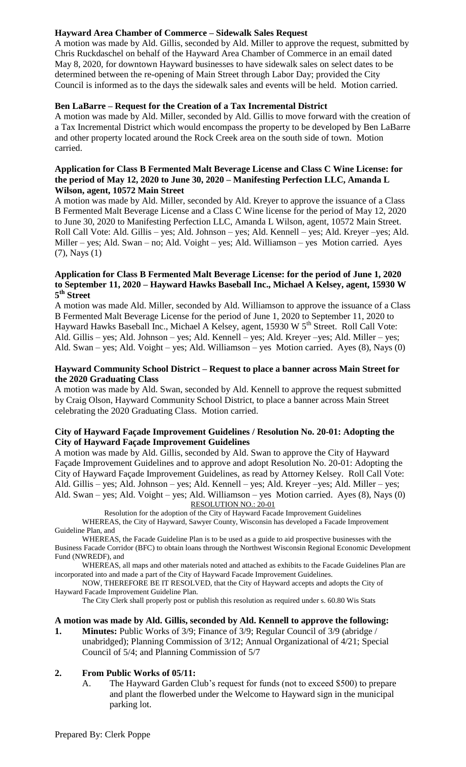**Hayward Area Chamber of Commerce – Sidewalk Sales Request**

A motion was made by Ald. Gillis, seconded by Ald. Miller to approve the request, submitted by Chris Ruckdaschel on behalf of the Hayward Area Chamber of Commerce in an email dated May 8, 2020, for downtown Hayward businesses to have sidewalk sales on select dates to be determined between the re-opening of Main Street through Labor Day; provided the City Council is informed as to the days the sidewalk sales and events will be held. Motion carried.

**Ben LaBarre – Request for the Creation of a Tax Incremental District**

A motion was made by Ald. Miller, seconded by Ald. Gillis to move forward with the creation of a Tax Incremental District which would encompass the property to be developed by Ben LaBarre and other property located around the Rock Creek area on the south side of town. Motion carried.

**Application for Class B Fermented Malt Beverage License and Class C Wine License: for the period of May 12, 2020 to June 30, 2020 – Manifesting Perfection LLC, Amanda L Wilson, agent, 10572 Main Street**

A motion was made by Ald. Miller, seconded by Ald. Kreyer to approve the issuance of a Class B Fermented Malt Beverage License and a Class C Wine license for the period of May 12, 2020 to June 30, 2020 to Manifesting Perfection LLC, Amanda L Wilson, agent, 10572 Main Street. Roll Call Vote: Ald. Gillis – yes; Ald. Johnson – yes; Ald. Kennell – yes; Ald. Kreyer –yes; Ald. Miller – yes; Ald. Swan – no; Ald. Voight – yes; Ald. Williamson – yes Motion carried. Ayes (7), Nays (1)

**Application for Class B Fermented Malt Beverage License: for the period of June 1, 2020 to September 11, 2020 – Hayward Hawks Baseball Inc., Michael A Kelsey, agent, 15930 W 5th Street**

A motion was made Ald. Miller, seconded by Ald. Williamson to approve the issuance of a Class B Fermented Malt Beverage License for the period of June 1, 2020 to September 11, 2020 to Hayward Hawks Baseball Inc., Michael A Kelsey, agent, 15930 W 5th Street. Roll Call Vote: Ald. Gillis – yes; Ald. Johnson – yes; Ald. Kennell – yes; Ald. Kreyer –yes; Ald. Miller – yes; Ald. Swan – yes; Ald. Voight – yes; Ald. Williamson – yes Motion carried. Ayes (8), Nays (0)

**Hayward Community School District – Request to place a banner across Main Street for the 2020 Graduating Class**

A motion was made by Ald. Swan, seconded by Ald. Kennell to approve the request submitted by Craig Olson, Hayward Community School District, to place a banner across Main Street celebrating the 2020 Graduating Class. Motion carried.

**City of Hayward Façade Improvement Guidelines / Resolution No. 20-01: Adopting the City of Hayward Façade Improvement Guidelines**

A motion was made by Ald. Gillis, seconded by Ald. Swan to approve the City of Hayward Façade Improvement Guidelines and to approve and adopt Resolution No. 20-01: Adopting the City of Hayward Façade Improvement Guidelines, as read by Attorney Kelsey. Roll Call Vote: Ald. Gillis – yes; Ald. Johnson – yes; Ald. Kennell – yes; Ald. Kreyer –yes; Ald. Miller – yes; Ald. Swan – yes; Ald. Voight – yes; Ald. Williamson – yes Motion carried. Ayes (8), Nays (0)

RESOLUTION NO.: 20-01

Resolution for the adoption of the City of Hayward Facade Improvement Guidelines

WHEREAS, the City of Hayward, Sawyer County, Wisconsin has developed a Facade Improvement Guideline Plan, and

WHEREAS, the Facade Guideline Plan is to be used as a guide to aid prospective businesses with the Business Facade Corridor (BFC) to obtain loans through the Northwest Wisconsin Regional Economic Development Fund (NWREDF), and

WHEREAS, all maps and other materials noted and attached as exhibits to the Facade Guidelines Plan are incorporated into and made a part of the City of Hayward Facade Improvement Guidelines.

NOW, THEREFORE BE IT RESOLVED, that the City of Hayward accepts and adopts the City of Hayward Facade Improvement Guideline Plan.

The City Clerk shall properly post or publish this resolution as required under s. 60.80 Wis Stats

**A motion was made by Ald. Gillis, seconded by Ald. Kennell to approve the following:**

1. **Minutes:** Public Works of 3/9; Finance of 3/9; Regular Council of 3/9 (abridge / unabridged); Planning Commission of 3/12; Annual Organizational of 4/21; Special Council of 5/4; and Planning Commission of 5/7

2. **From Public Works of 05/11:**
   A. The Hayward Garden Club's request for funds (not to exceed $500) to prepare and plant the flowerbed under the Welcome to Hayward sign in the municipal parking lot.

Prepared By: Clerk Poppe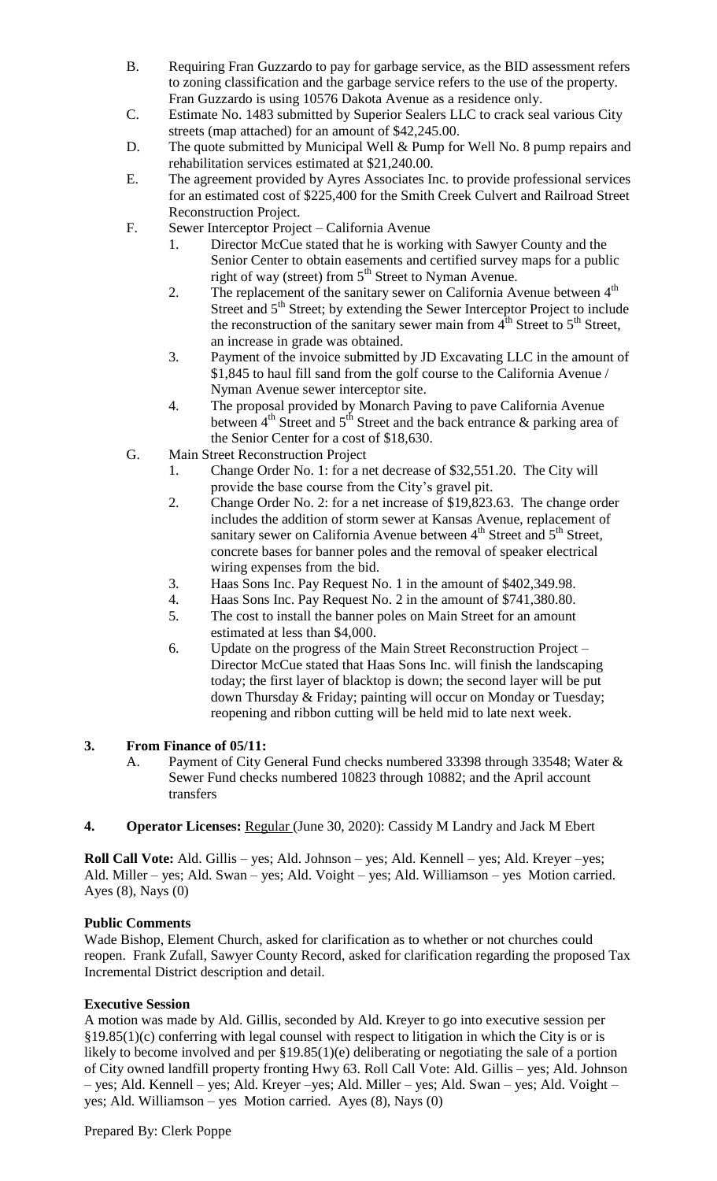B. Requiring Fran Guzzardo to pay for garbage service, as the BID assessment refers to zoning classification and the garbage service refers to the use of the property. Fran Guzzardo is using 10576 Dakota Avenue as a residence only.

C. Estimate No. 1483 submitted by Superior Sealers LLC to crack seal various City streets (map attached) for an amount of $42,245.00.

D. The quote submitted by Municipal Well & Pump for Well No. 8 pump repairs and rehabilitation services estimated at $21,240.00.

E. The agreement provided by Ayres Associates Inc. to provide professional services for an estimated cost of $225,400 for the Smith Creek Culvert and Railroad Street Reconstruction Project.

F. Sewer Interceptor Project – California Avenue
   1. Director McCue stated that he is working with Sawyer County and the Senior Center to obtain easements and certified survey maps for a public right of way (street) from 5th Street to Nyman Avenue.
   2. The replacement of the sanitary sewer on California Avenue between 4th Street and 5th Street; by extending the Sewer Interceptor Project to include the reconstruction of the sanitary sewer main from 4th Street to 5th Street, an increase in grade was obtained.
   3. Payment of the invoice submitted by JD Excavating LLC in the amount of $1,845 to haul fill sand from the golf course to the California Avenue / Nyman Avenue sewer interceptor site.
   4. The proposal provided by Monarch Paving to pave California Avenue between 4th Street and 5th Street and the back entrance & parking area of the Senior Center for a cost of $18,630.

G. Main Street Reconstruction Project
   1. Change Order No. 1: for a net decrease of $32,551.20. The City will provide the base course from the City's gravel pit.
   2. Change Order No. 2: for a net increase of $19,823.63. The change order includes the addition of storm sewer at Kansas Avenue, replacement of sanitary sewer on California Avenue between 4th Street and 5th Street, concrete bases for banner poles and the removal of speaker electrical wiring expenses from the bid.
   3. Haas Sons Inc. Pay Request No. 1 in the amount of $402,349.98.
   4. Haas Sons Inc. Pay Request No. 2 in the amount of $741,380.80.
   5. The cost to install the banner poles on Main Street for an amount estimated at less than $4,000.
   6. Update on the progress of the Main Street Reconstruction Project – Director McCue stated that Haas Sons Inc. will finish the landscaping today; the first layer of blacktop is down; the second layer will be put down Thursday & Friday; painting will occur on Monday or Tuesday; reopening and ribbon cutting will be held mid to late next week.

**3. From Finance of 05/11:**

A. Payment of City General Fund checks numbered 33398 through 33548; Water & Sewer Fund checks numbered 10823 through 10882; and the April account transfers

**4. Operator Licenses:** Regular (June 30, 2020): Cassidy M Landry and Jack M Ebert

**Roll Call Vote:** Ald. Gillis – yes; Ald. Johnson – yes; Ald. Kennell – yes; Ald. Kreyer –yes; Ald. Miller – yes; Ald. Swan – yes; Ald. Voight – yes; Ald. Williamson – yes Motion carried. Ayes (8), Nays (0)

**Public Comments**

Wade Bishop, Element Church, asked for clarification as to whether or not churches could reopen. Frank Zufall, Sawyer County Record, asked for clarification regarding the proposed Tax Incremental District description and detail.

**Executive Session**

A motion was made by Ald. Gillis, seconded by Ald. Kreyer to go into executive session per §19.85(1)(c) conferring with legal counsel with respect to litigation in which the City is or is likely to become involved and per §19.85(1)(e) deliberating or negotiating the sale of a portion of City owned landfill property fronting Hwy 63. Roll Call Vote: Ald. Gillis – yes; Ald. Johnson – yes; Ald. Kennell – yes; Ald. Kreyer –yes; Ald. Miller – yes; Ald. Swan – yes; Ald. Voight – yes; Ald. Williamson – yes Motion carried. Ayes (8), Nays (0)

Prepared By: Clerk Poppe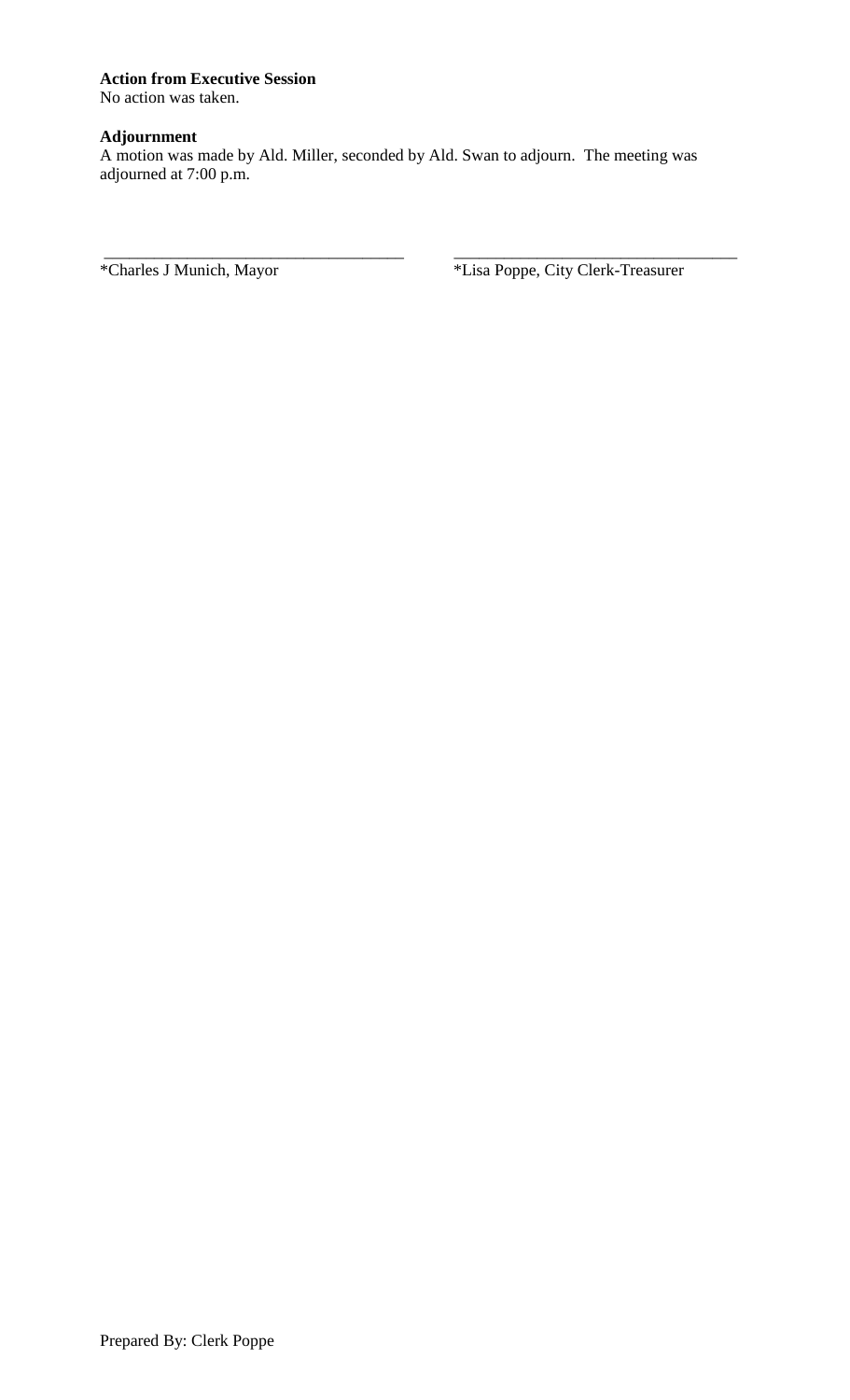**Action from Executive Session**
No action was taken.

**Adjournment**
A motion was made by Ald. Miller, seconded by Ald. Swan to adjourn. The meeting was adjourned at 7:00 p.m.

| | |
|---|---|
| ____________________________________ | ____________________________________ |
| *Charles J Munich, Mayor | *Lisa Poppe, City Clerk-Treasurer |

Prepared By: Clerk Poppe